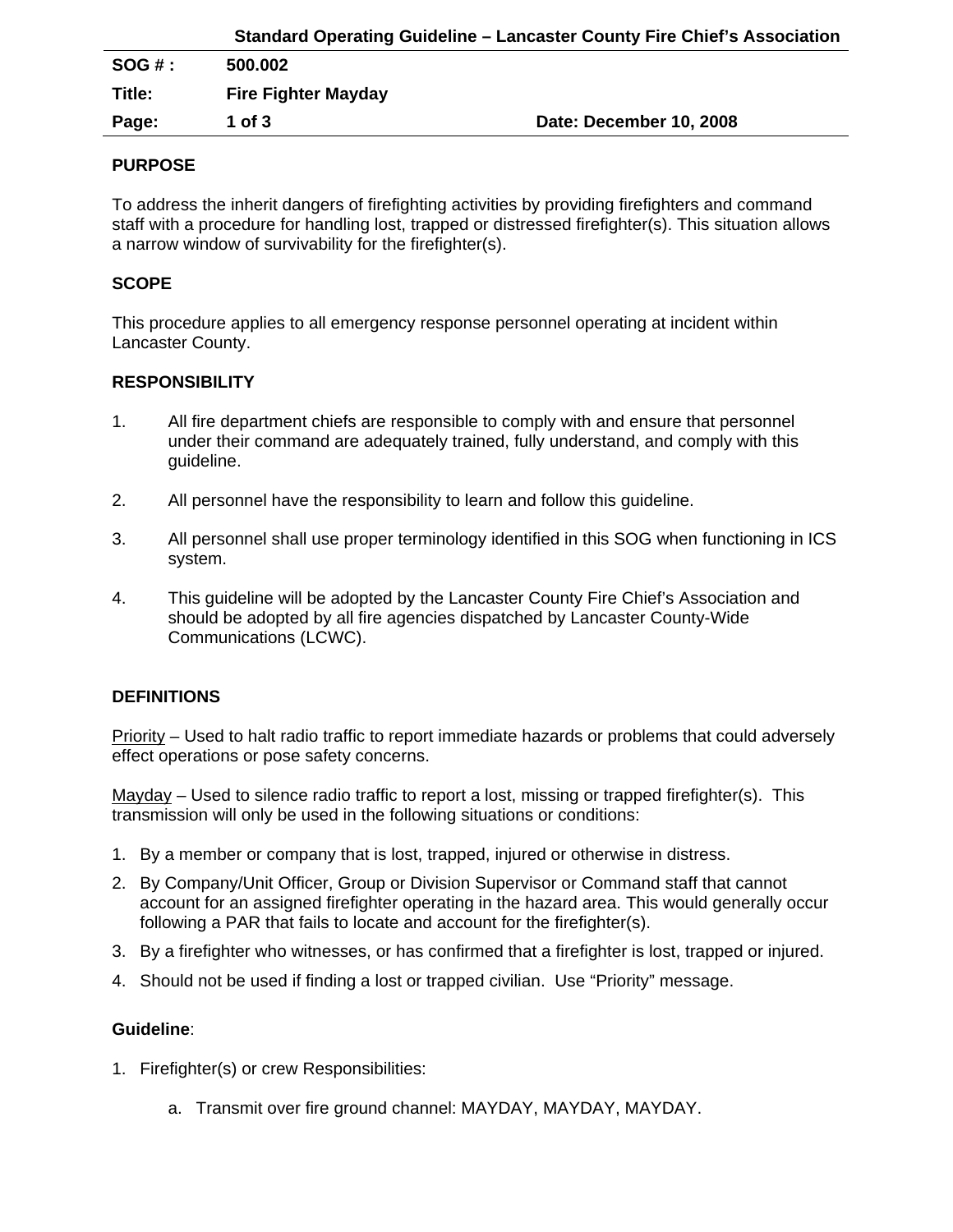**Standard Operating Guideline – Lancaster County Fire Chief's Association**

| | | |
|---|---|---|
| **SOG # :** | **500.002** | |
| **Title:** | **Fire Fighter Mayday** | |
| **Page:** | **1 of 3** | **Date: December 10, 2008** |

## PURPOSE

To address the inherit dangers of firefighting activities by providing firefighters and command staff with a procedure for handling lost, trapped or distressed firefighter(s). This situation allows a narrow window of survivability for the firefighter(s).

## SCOPE

This procedure applies to all emergency response personnel operating at incident within Lancaster County.

## RESPONSIBILITY

1. All fire department chiefs are responsible to comply with and ensure that personnel under their command are adequately trained, fully understand, and comply with this guideline.

2. All personnel have the responsibility to learn and follow this guideline.

3. All personnel shall use proper terminology identified in this SOG when functioning in ICS system.

4. This guideline will be adopted by the Lancaster County Fire Chief's Association and should be adopted by all fire agencies dispatched by Lancaster County-Wide Communications (LCWC).

## DEFINITIONS

Priority – Used to halt radio traffic to report immediate hazards or problems that could adversely effect operations or pose safety concerns.

Mayday – Used to silence radio traffic to report a lost, missing or trapped firefighter(s). This transmission will only be used in the following situations or conditions:

1. By a member or company that is lost, trapped, injured or otherwise in distress.
2. By Company/Unit Officer, Group or Division Supervisor or Command staff that cannot account for an assigned firefighter operating in the hazard area. This would generally occur following a PAR that fails to locate and account for the firefighter(s).
3. By a firefighter who witnesses, or has confirmed that a firefighter is lost, trapped or injured.
4. Should not be used if finding a lost or trapped civilian. Use "Priority" message.

**Guideline**:

1. Firefighter(s) or crew Responsibilities:

   a. Transmit over fire ground channel: MAYDAY, MAYDAY, MAYDAY.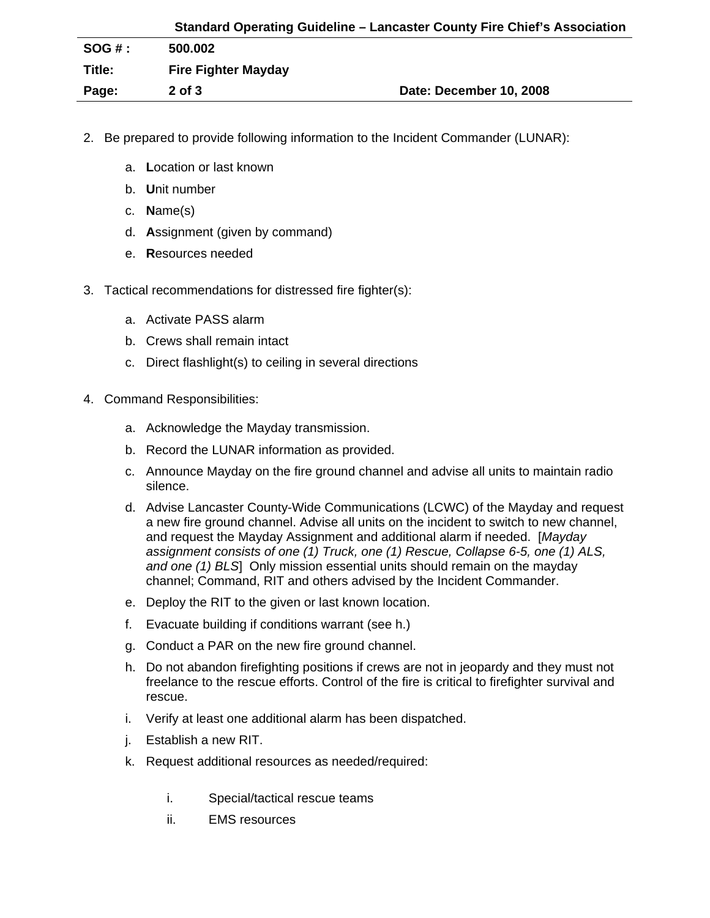2. Be prepared to provide following information to the Incident Commander (LUNAR):

   a. **L**ocation or last known
   b. **U**nit number
   c. **N**ame(s)
   d. **A**ssignment (given by command)
   e. **R**esources needed

3. Tactical recommendations for distressed fire fighter(s):

   a. Activate PASS alarm
   b. Crews shall remain intact
   c. Direct flashlight(s) to ceiling in several directions

4. Command Responsibilities:

   a. Acknowledge the Mayday transmission.
   b. Record the LUNAR information as provided.
   c. Announce Mayday on the fire ground channel and advise all units to maintain radio silence.
   d. Advise Lancaster County-Wide Communications (LCWC) of the Mayday and request a new fire ground channel. Advise all units on the incident to switch to new channel, and request the Mayday Assignment and additional alarm if needed. [*Mayday assignment consists of one (1) Truck, one (1) Rescue, Collapse 6-5, one (1) ALS, and one (1) BLS*] Only mission essential units should remain on the mayday channel; Command, RIT and others advised by the Incident Commander.
   e. Deploy the RIT to the given or last known location.
   f. Evacuate building if conditions warrant (see h.)
   g. Conduct a PAR on the new fire ground channel.
   h. Do not abandon firefighting positions if crews are not in jeopardy and they must not freelance to the rescue efforts. Control of the fire is critical to firefighter survival and rescue.
   i. Verify at least one additional alarm has been dispatched.
   j. Establish a new RIT.
   k. Request additional resources as needed/required:

      i. Special/tactical rescue teams
      ii. EMS resources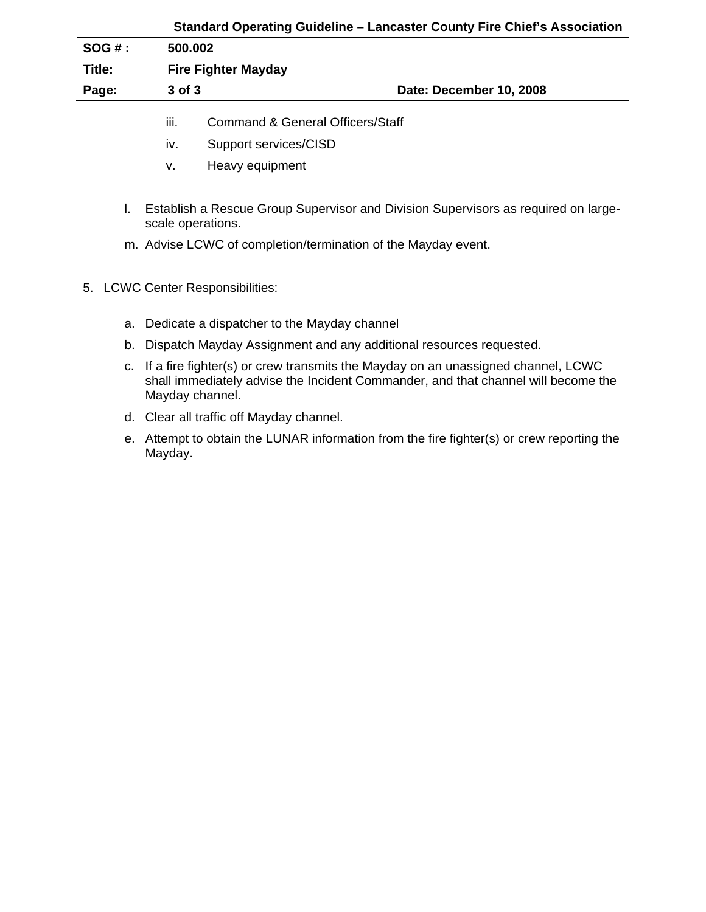iii. Command & General Officers/Staff

iv. Support services/CISD

v. Heavy equipment

l. Establish a Rescue Group Supervisor and Division Supervisors as required on large-scale operations.

m. Advise LCWC of completion/termination of the Mayday event.

5. LCWC Center Responsibilities:

   a. Dedicate a dispatcher to the Mayday channel

   b. Dispatch Mayday Assignment and any additional resources requested.

   c. If a fire fighter(s) or crew transmits the Mayday on an unassigned channel, LCWC shall immediately advise the Incident Commander, and that channel will become the Mayday channel.

   d. Clear all traffic off Mayday channel.

   e. Attempt to obtain the LUNAR information from the fire fighter(s) or crew reporting the Mayday.